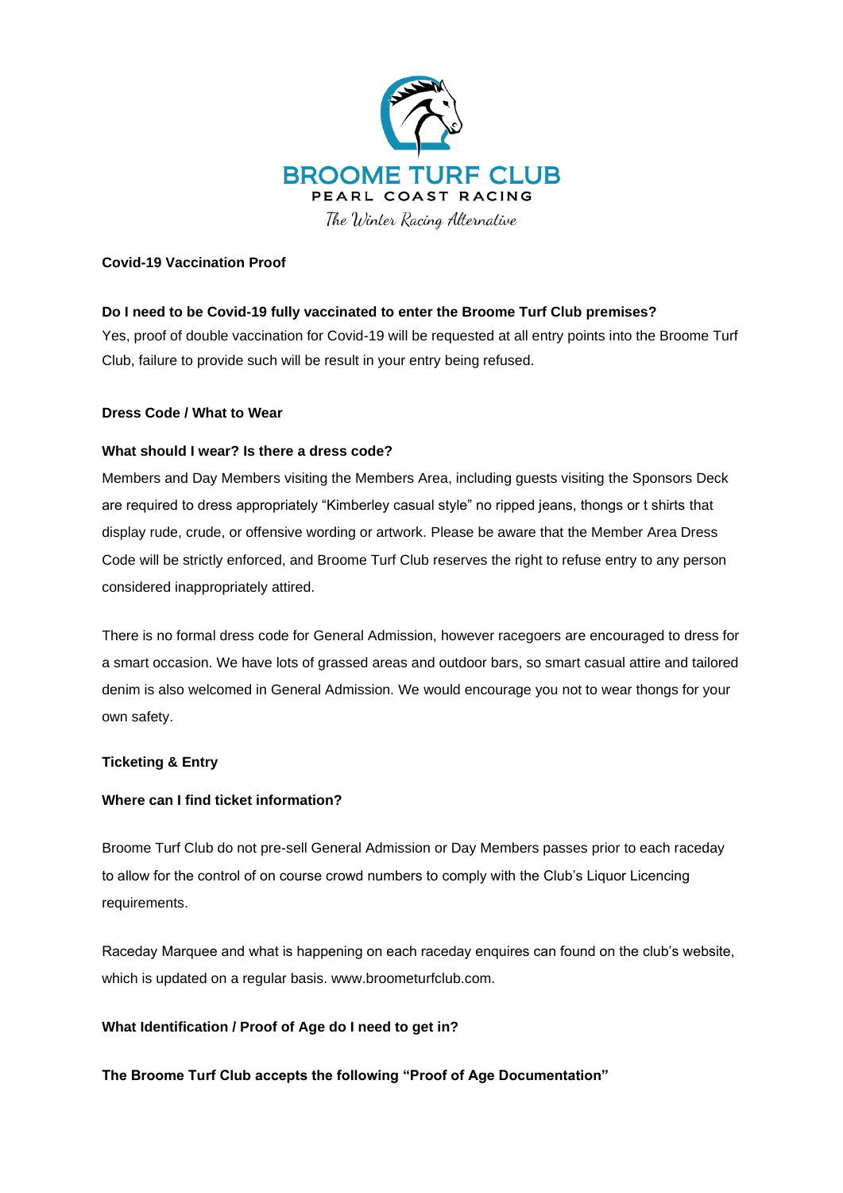BROOME TURF CLUB
PEARL COAST RACING
*The Winter Racing Alternative*

## Covid-19 Vaccination Proof

**Do I need to be Covid-19 fully vaccinated to enter the Broome Turf Club premises?**

Yes, proof of double vaccination for Covid-19 will be requested at all entry points into the Broome Turf Club, failure to provide such will be result in your entry being refused.

## Dress Code / What to Wear

**What should I wear? Is there a dress code?**

Members and Day Members visiting the Members Area, including guests visiting the Sponsors Deck are required to dress appropriately "Kimberley casual style" no ripped jeans, thongs or t shirts that display rude, crude, or offensive wording or artwork. Please be aware that the Member Area Dress Code will be strictly enforced, and Broome Turf Club reserves the right to refuse entry to any person considered inappropriately attired.

There is no formal dress code for General Admission, however racegoers are encouraged to dress for a smart occasion. We have lots of grassed areas and outdoor bars, so smart casual attire and tailored denim is also welcomed in General Admission. We would encourage you not to wear thongs for your own safety.

## Ticketing & Entry

**Where can I find ticket information?**

Broome Turf Club do not pre-sell General Admission or Day Members passes prior to each raceday to allow for the control of on course crowd numbers to comply with the Club's Liquor Licencing requirements.

Raceday Marquee and what is happening on each raceday enquires can found on the club's website, which is updated on a regular basis. www.broometurfclub.com.

**What Identification / Proof of Age do I need to get in?**

**The Broome Turf Club accepts the following "Proof of Age Documentation"**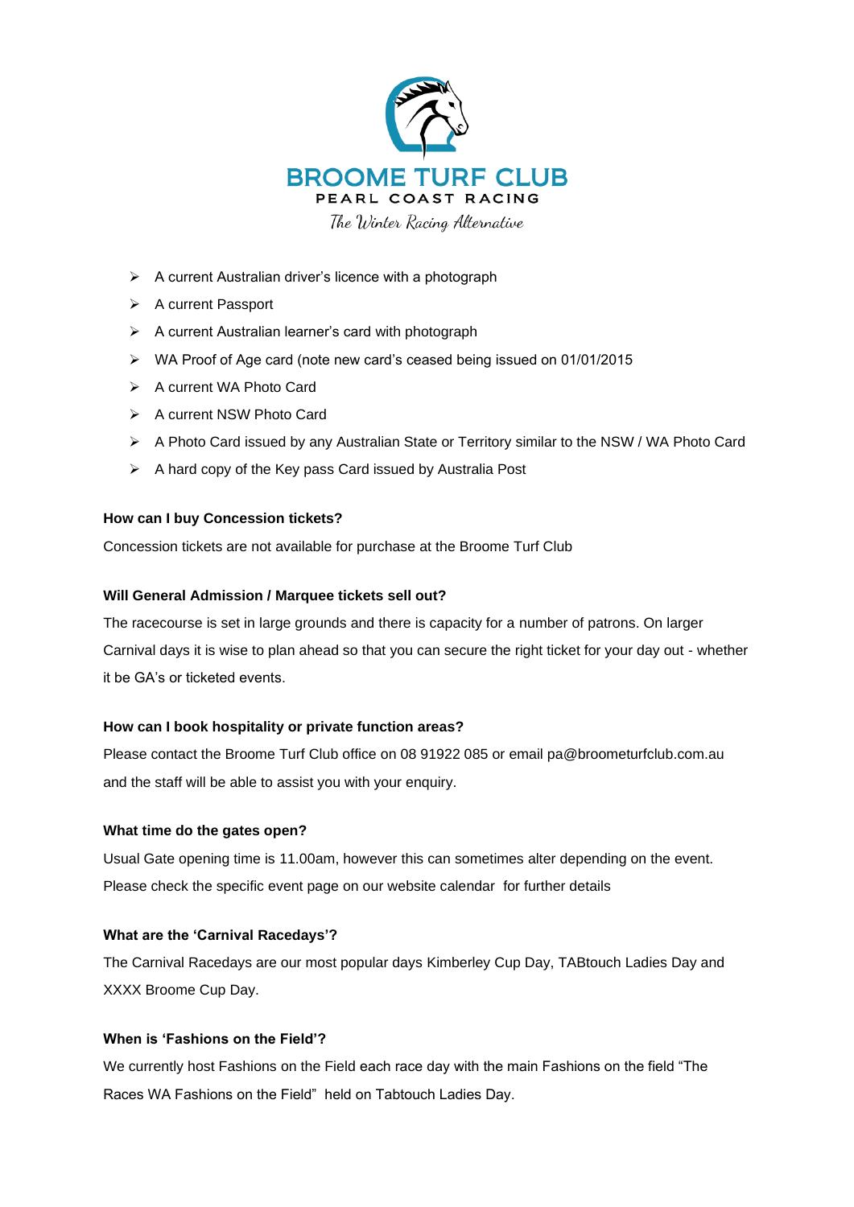- A current Australian driver's licence with a photograph
- A current Passport
- A current Australian learner's card with photograph
- WA Proof of Age card (note new card's ceased being issued on 01/01/2015
- A current WA Photo Card
- A current NSW Photo Card
- A Photo Card issued by any Australian State or Territory similar to the NSW / WA Photo Card
- A hard copy of the Key pass Card issued by Australia Post

**How can I buy Concession tickets?**

Concession tickets are not available for purchase at the Broome Turf Club

**Will General Admission / Marquee tickets sell out?**

The racecourse is set in large grounds and there is capacity for a number of patrons. On larger Carnival days it is wise to plan ahead so that you can secure the right ticket for your day out - whether it be GA's or ticketed events.

**How can I book hospitality or private function areas?**

Please contact the Broome Turf Club office on 08 91922 085 or email pa@broometurfclub.com.au and the staff will be able to assist you with your enquiry.

**What time do the gates open?**

Usual Gate opening time is 11.00am, however this can sometimes alter depending on the event. Please check the specific event page on our website calendar for further details

**What are the 'Carnival Racedays'?**

The Carnival Racedays are our most popular days Kimberley Cup Day, TABtouch Ladies Day and XXXX Broome Cup Day.

**When is 'Fashions on the Field'?**

We currently host Fashions on the Field each race day with the main Fashions on the field "The Races WA Fashions on the Field" held on Tabtouch Ladies Day.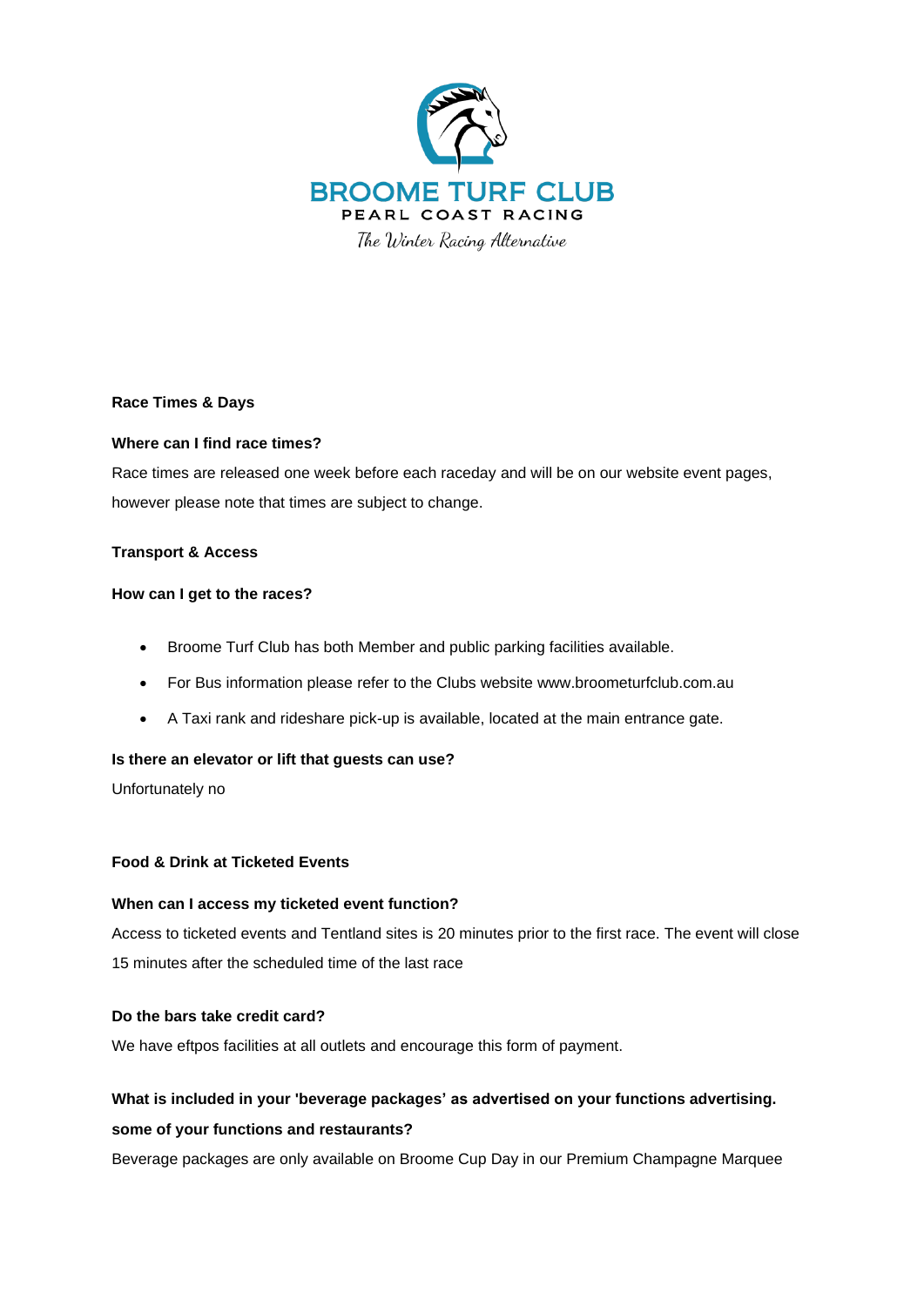BROOME TURF CLUB

PEARL COAST RACING

*The Winter Racing Alternative*

## Race Times & Days

**Where can I find race times?**

Race times are released one week before each raceday and will be on our website event pages, however please note that times are subject to change.

## Transport & Access

**How can I get to the races?**

- Broome Turf Club has both Member and public parking facilities available.
- For Bus information please refer to the Clubs website www.broometurfclub.com.au
- A Taxi rank and rideshare pick-up is available, located at the main entrance gate.

**Is there an elevator or lift that guests can use?**

Unfortunately no

## Food & Drink at Ticketed Events

**When can I access my ticketed event function?**

Access to ticketed events and Tentland sites is 20 minutes prior to the first race. The event will close 15 minutes after the scheduled time of the last race

**Do the bars take credit card?**

We have eftpos facilities at all outlets and encourage this form of payment.

**What is included in your 'beverage packages' as advertised on your functions advertising. some of your functions and restaurants?**

Beverage packages are only available on Broome Cup Day in our Premium Champagne Marquee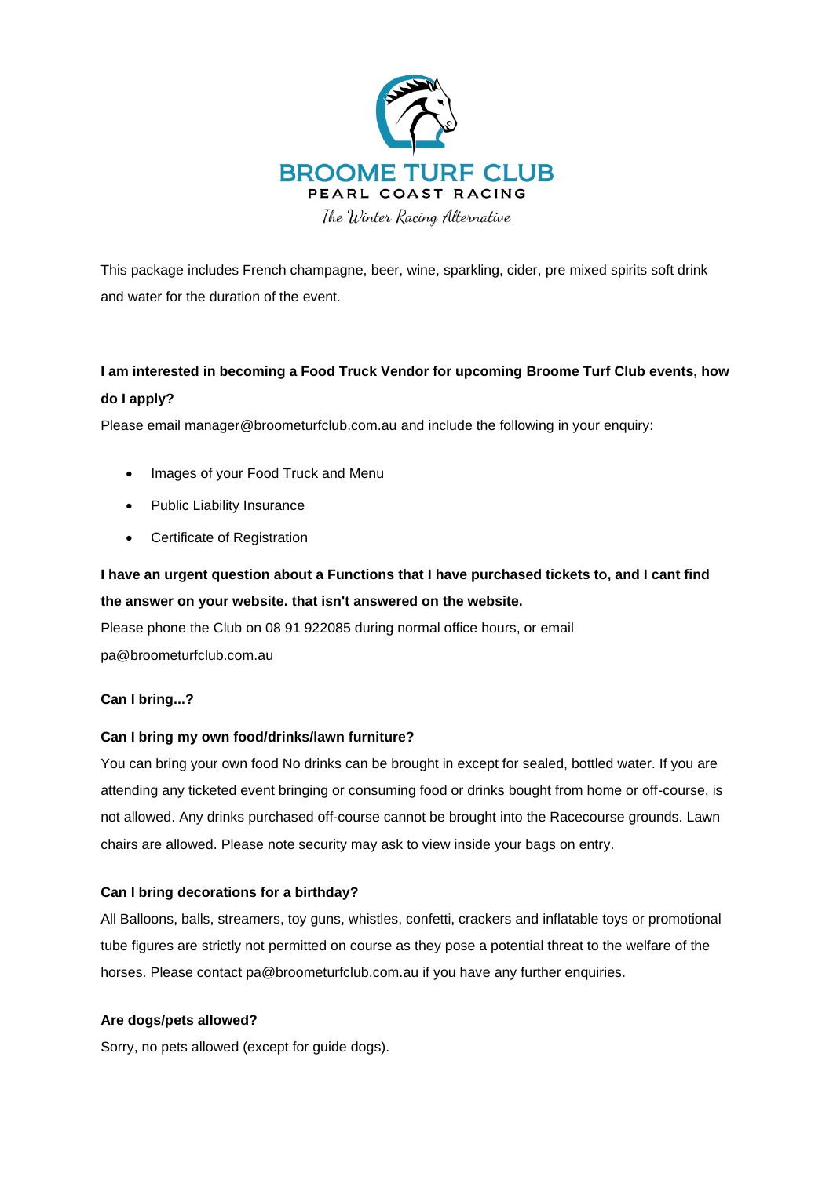This package includes French champagne, beer, wine, sparkling, cider, pre mixed spirits soft drink and water for the duration of the event.

**I am interested in becoming a Food Truck Vendor for upcoming Broome Turf Club events, how do I apply?**

Please email manager@broometurfclub.com.au and include the following in your enquiry:

- Images of your Food Truck and Menu
- Public Liability Insurance
- Certificate of Registration

**I have an urgent question about a Functions that I have purchased tickets to, and I cant find the answer on your website. that isn't answered on the website.**

Please phone the Club on 08 91 922085 during normal office hours, or email pa@broometurfclub.com.au

**Can I bring...?**

**Can I bring my own food/drinks/lawn furniture?**

You can bring your own food No drinks can be brought in except for sealed, bottled water. If you are attending any ticketed event bringing or consuming food or drinks bought from home or off-course, is not allowed. Any drinks purchased off-course cannot be brought into the Racecourse grounds. Lawn chairs are allowed. Please note security may ask to view inside your bags on entry.

**Can I bring decorations for a birthday?**

All Balloons, balls, streamers, toy guns, whistles, confetti, crackers and inflatable toys or promotional tube figures are strictly not permitted on course as they pose a potential threat to the welfare of the horses. Please contact pa@broometurfclub.com.au if you have any further enquiries.

**Are dogs/pets allowed?**

Sorry, no pets allowed (except for guide dogs).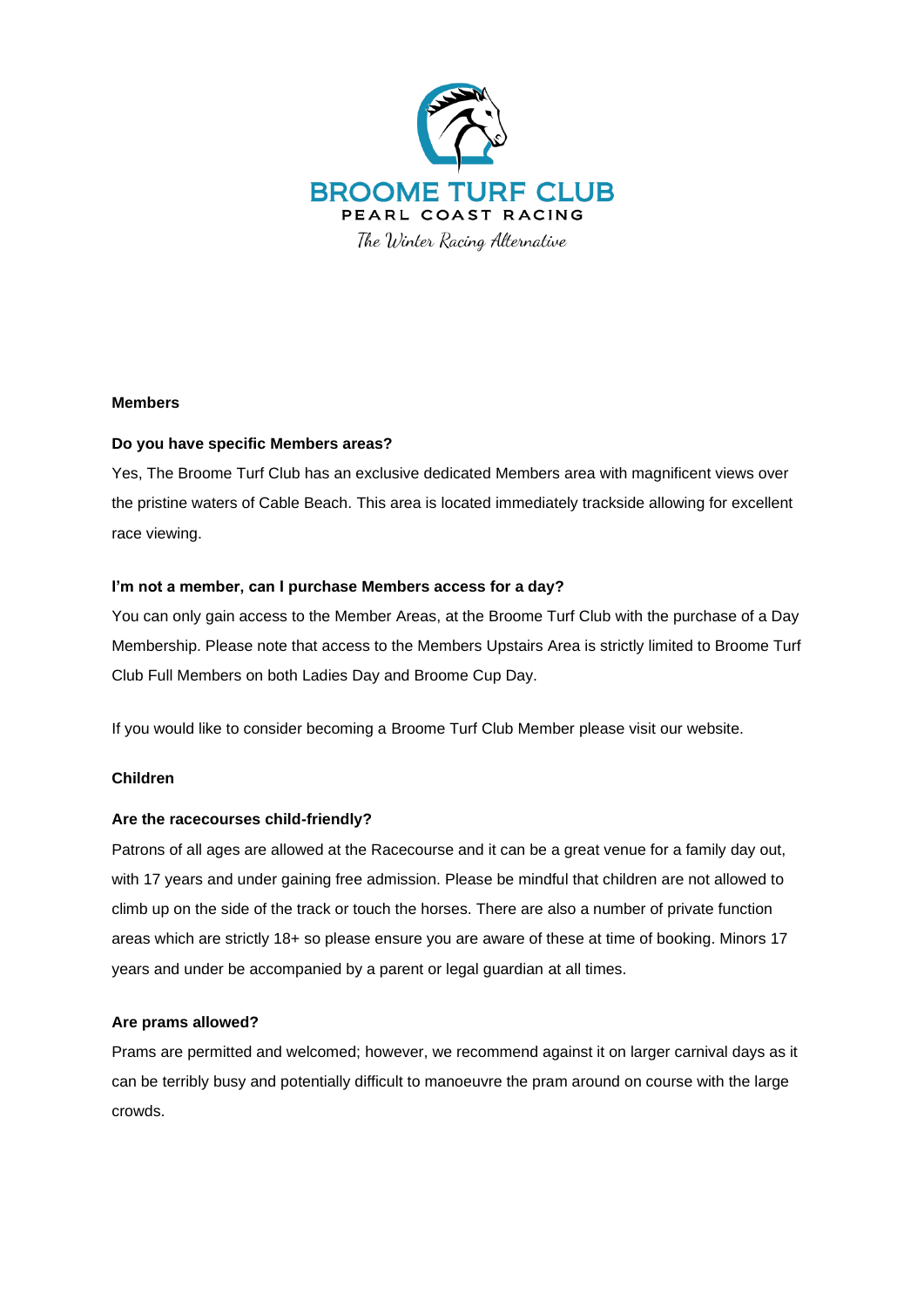BROOME TURF CLUB

PEARL COAST RACING

*The Winter Racing Alternative*

## Members

### Do you have specific Members areas?

Yes, The Broome Turf Club has an exclusive dedicated Members area with magnificent views over the pristine waters of Cable Beach. This area is located immediately trackside allowing for excellent race viewing.

### I'm not a member, can I purchase Members access for a day?

You can only gain access to the Member Areas, at the Broome Turf Club with the purchase of a Day Membership. Please note that access to the Members Upstairs Area is strictly limited to Broome Turf Club Full Members on both Ladies Day and Broome Cup Day.

If you would like to consider becoming a Broome Turf Club Member please visit our website.

## Children

### Are the racecourses child-friendly?

Patrons of all ages are allowed at the Racecourse and it can be a great venue for a family day out, with 17 years and under gaining free admission. Please be mindful that children are not allowed to climb up on the side of the track or touch the horses. There are also a number of private function areas which are strictly 18+ so please ensure you are aware of these at time of booking. Minors 17 years and under be accompanied by a parent or legal guardian at all times.

### Are prams allowed?

Prams are permitted and welcomed; however, we recommend against it on larger carnival days as it can be terribly busy and potentially difficult to manoeuvre the pram around on course with the large crowds.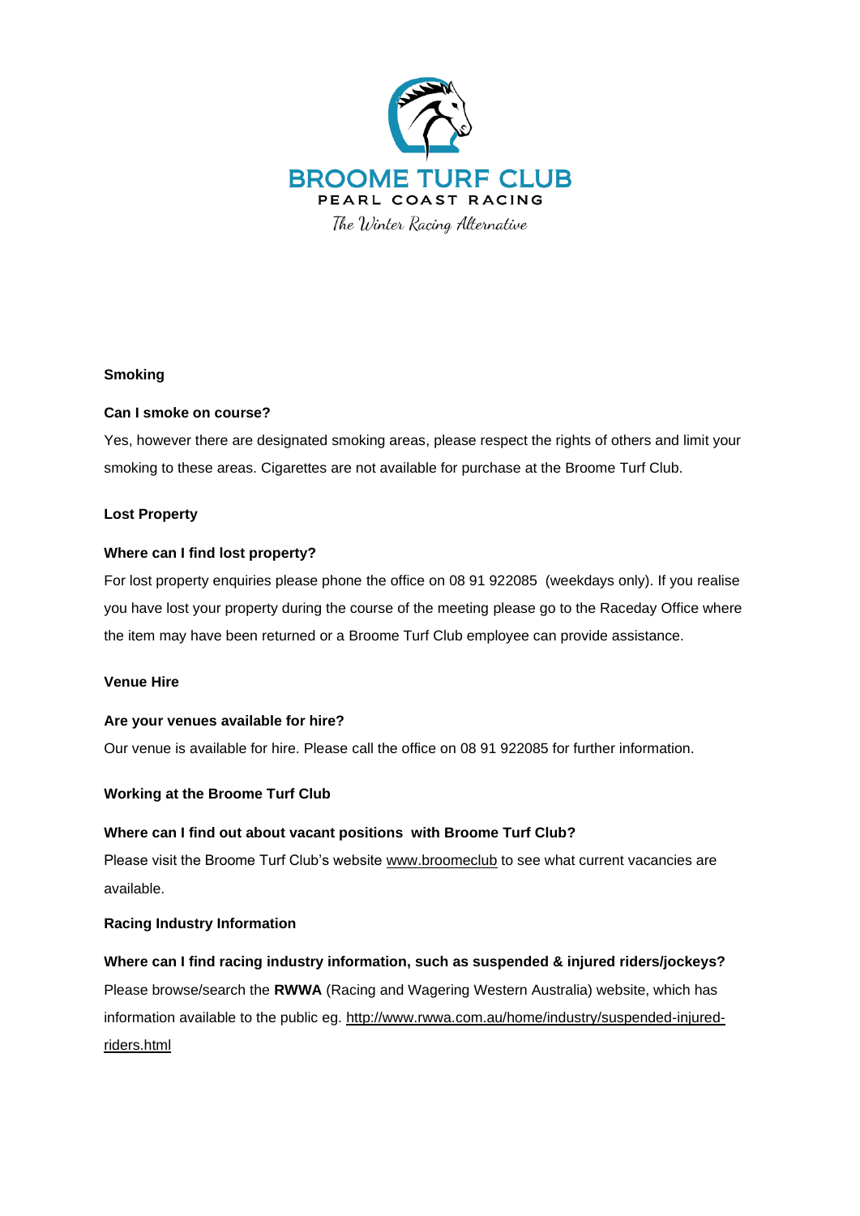BROOME TURF CLUB
PEARL COAST RACING
*The Winter Racing Alternative*

**Smoking**

**Can I smoke on course?**

Yes, however there are designated smoking areas, please respect the rights of others and limit your smoking to these areas. Cigarettes are not available for purchase at the Broome Turf Club.

**Lost Property**

**Where can I find lost property?**

For lost property enquiries please phone the office on 08 91 922085 (weekdays only). If you realise you have lost your property during the course of the meeting please go to the Raceday Office where the item may have been returned or a Broome Turf Club employee can provide assistance.

**Venue Hire**

**Are your venues available for hire?**

Our venue is available for hire. Please call the office on 08 91 922085 for further information.

**Working at the Broome Turf Club**

**Where can I find out about vacant positions with Broome Turf Club?**

Please visit the Broome Turf Club's website www.broomeclub to see what current vacancies are available.

**Racing Industry Information**

**Where can I find racing industry information, such as suspended & injured riders/jockeys?**

Please browse/search the **RWWA** (Racing and Wagering Western Australia) website, which has information available to the public eg. http://www.rwwa.com.au/home/industry/suspended-injured-riders.html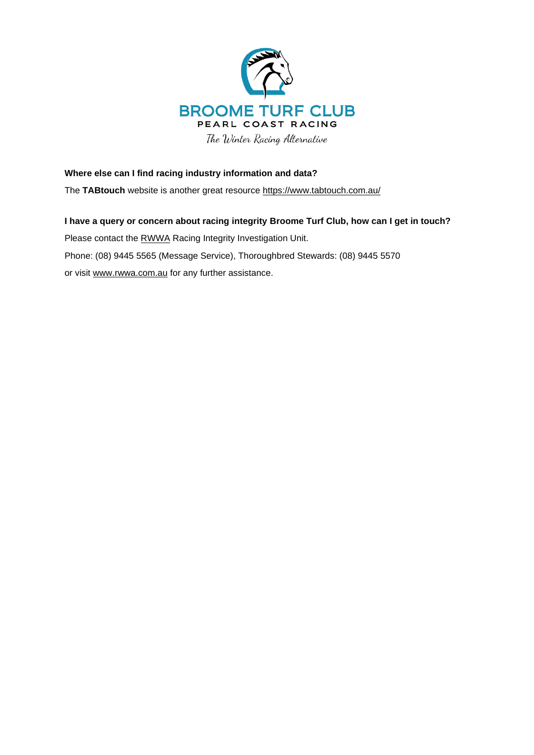**BROOME TURF CLUB**
PEARL COAST RACING
*The Winter Racing Alternative*

**Where else can I find racing industry information and data?**

The **TABtouch** website is another great resource https://www.tabtouch.com.au/

**I have a query or concern about racing integrity Broome Turf Club, how can I get in touch?**

Please contact the RWWA Racing Integrity Investigation Unit.

Phone: (08) 9445 5565 (Message Service), Thoroughbred Stewards: (08) 9445 5570

or visit www.rwwa.com.au for any further assistance.